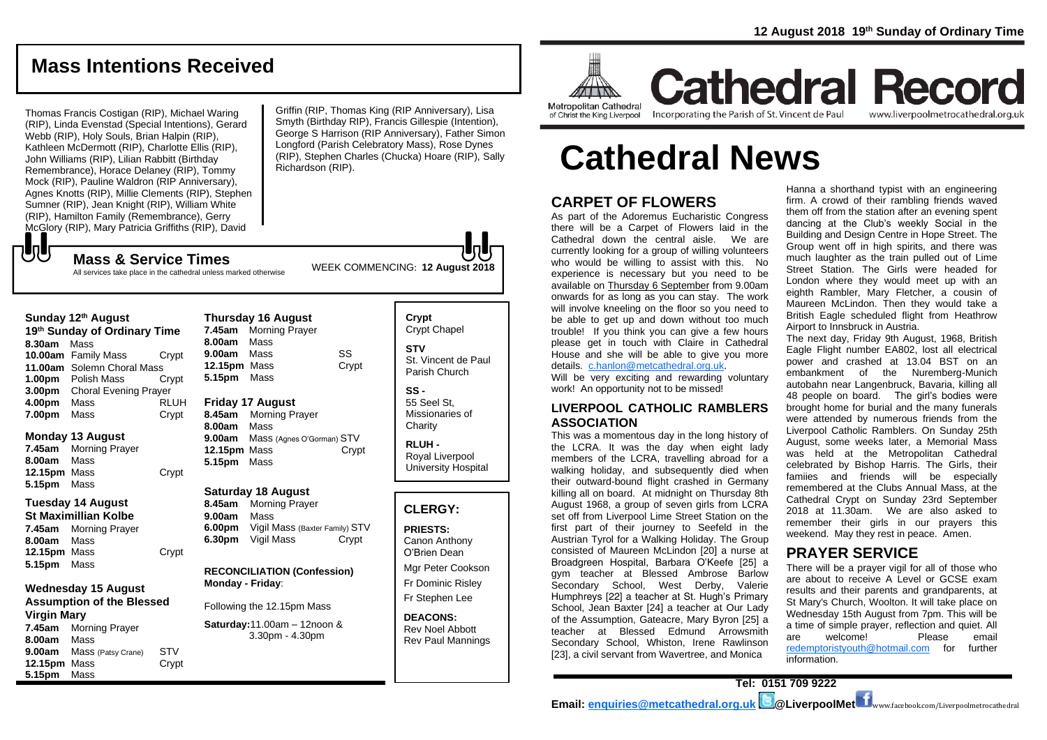12 August 2018 19th Sunday of Ordinary Time

# Cathedral Record

Metropolitan Cathedral of Christ the King Liverpool — Incorporating the Parish of St. Vincent de Paul — www.liverpoolmetrocathedral.org.uk

## Mass Intentions Received

Thomas Francis Costigan (RIP), Michael Waring (RIP), Linda Evenstad (Special Intentions), Gerard Webb (RIP), Holy Souls, Brian Halpin (RIP), Kathleen McDermott (RIP), Charlotte Ellis (RIP), John Williams (RIP), Lilian Rabbitt (Birthday Remembrance), Horace Delaney (RIP), Tommy Mock (RIP), Pauline Waldron (RIP Anniversary), Agnes Knotts (RIP), Millie Clements (RIP), Stephen Sumner (RIP), Jean Knight (RIP), William White (RIP), Hamilton Family (Remembrance), Gerry McGlory (RIP), Mary Patricia Griffiths (RIP), David Griffin (RIP, Thomas King (RIP Anniversary), Lisa Smyth (Birthday RIP), Francis Gillespie (Intention), George S Harrison (RIP Anniversary), Father Simon Longford (Parish Celebratory Mass), Rose Dynes (RIP), Stephen Charles (Chucka) Hoare (RIP), Sally Richardson (RIP).

## Mass & Service Times

All services take place in the cathedral unless marked otherwise

WEEK COMMENCING: **12 August 2018**

### Sunday 12th August
**19th Sunday of Ordinary Time**

**8.30am** Mass
**10.00am** Family Mass — Crypt
**11.00am** Solemn Choral Mass
**1.00pm** Polish Mass — Crypt
**3.00pm** Choral Evening Prayer
**4.00pm** Mass — RLUH
**7.00pm** Mass — Crypt

### Monday 13 August

**7.45am** Morning Prayer
**8.00am** Mass
**12.15pm** Mass — Crypt
**5.15pm** Mass

### Tuesday 14 August
**St Maximillian Kolbe**

**7.45am** Morning Prayer
**8.00am** Mass
**12.15pm** Mass — Crypt
**5.15pm** Mass

### Wednesday 15 August
**Assumption of the Blessed Virgin Mary**

**7.45am** Morning Prayer
**8.00am** Mass
**9.00am** Mass (Patsy Crane) — STV
**12.15pm** Mass — Crypt
**5.15pm** Mass

### Thursday 16 August

**7.45am** Morning Prayer
**8.00am** Mass
**9.00am** Mass — SS
**12.15pm** Mass — Crypt
**5.15pm** Mass

### Friday 17 August

**8.45am** Morning Prayer
**8.00am** Mass
**9.00am** Mass (Agnes O'Gorman) STV
**12.15pm** Mass — Crypt
**5.15pm** Mass

### Saturday 18 August

**8.45am** Morning Prayer
**9.00am** Mass
**6.00pm** Vigil Mass (Baxter Family) STV
**6.30pm** Vigil Mass — Crypt

**RECONCILIATION (Confession) Monday - Friday**:

Following the 12.15pm Mass

**Saturday:** 11.00am – 12noon & 3.30pm - 4.30pm

**Crypt**
Crypt Chapel

**STV**
St. Vincent de Paul Parish Church

**SS -**
55 Seel St, Missionaries of Charity

**RLUH -**
Royal Liverpool University Hospital

## CLERGY:

**PRIESTS:**
Canon Anthony O'Brien Dean
Mgr Peter Cookson
Fr Dominic Risley
Fr Stephen Lee

**DEACONS:**
Rev Noel Abbott
Rev Paul Mannings

# Cathedral News

## CARPET OF FLOWERS

As part of the Adoremus Eucharistic Congress there will be a Carpet of Flowers laid in the Cathedral down the central aisle. We are currently looking for a group of willing volunteers who would be willing to assist with this. No experience is necessary but you need to be available on Thursday 6 September from 9.00am onwards for as long as you can stay. The work will involve kneeling on the floor so you need to be able to get up and down without too much trouble! If you think you can give a few hours please get in touch with Claire in Cathedral House and she will be able to give you more details. c.hanlon@metcathedral.org.uk.

Will be very exciting and rewarding voluntary work! An opportunity not to be missed!

## LIVERPOOL CATHOLIC RAMBLERS ASSOCIATION

This was a momentous day in the long history of the LCRA. It was the day when eight lady members of the LCRA, travelling abroad for a walking holiday, and subsequently died when their outward-bound flight crashed in Germany killing all on board. At midnight on Thursday 8th August 1968, a group of seven girls from LCRA set off from Liverpool Lime Street Station on the first part of their journey to Seefeld in the Austrian Tyrol for a Walking Holiday. The Group consisted of Maureen McLindon [20] a nurse at Broadgreen Hospital, Barbara O'Keefe [25] a gym teacher at Blessed Ambrose Barlow Secondary School, West Derby, Valerie Humphreys [22] a teacher at St. Hugh's Primary School, Jean Baxter [24] a teacher at Our Lady of the Assumption, Gateacre, Mary Byron [25] a teacher at Blessed Edmund Arrowsmith Secondary School, Whiston, Irene Rawlinson [23], a civil servant from Wavertree, and Monica Hanna a shorthand typist with an engineering firm. A crowd of their rambling friends waved them off from the station after an evening spent dancing at the Club's weekly Social in the Building and Design Centre in Hope Street. The Group went off in high spirits, and there was much laughter as the train pulled out of Lime Street Station. The Girls were headed for London where they would meet up with an eighth Rambler, Mary Fletcher, a cousin of Maureen McLindon. Then they would take a British Eagle scheduled flight from Heathrow Airport to Innsbruck in Austria.

The next day, Friday 9th August, 1968, British Eagle Flight number EA802, lost all electrical power and crashed at 13.04 BST on an embankment of the Nuremberg-Munich autobahn near Langenbruck, Bavaria, killing all 48 people on board. The girl's bodies were brought home for burial and the many funerals were attended by numerous friends from the Liverpool Catholic Ramblers. On Sunday 25th August, some weeks later, a Memorial Mass was held at the Metropolitan Cathedral celebrated by Bishop Harris. The Girls, their famiies and friends will be especially remembered at the Clubs Annual Mass, at the Cathedral Crypt on Sunday 23rd September 2018 at 11.30am. We are also asked to remember their girls in our prayers this weekend. May they rest in peace. Amen.

## PRAYER SERVICE

There will be a prayer vigil for all of those who are about to receive A Level or GCSE exam results and their parents and grandparents, at St Mary's Church, Woolton. It will take place on Wednesday 15th August from 7pm. This will be a time of simple prayer, reflection and quiet. All are welcome! Please email redemptoristyouth@hotmail.com for further information.

**Tel: 0151 709 9222**

**Email: enquiries@metcathedral.org.uk @LiverpoolMet** www.facebook.com/Liverpoolmetrocathedral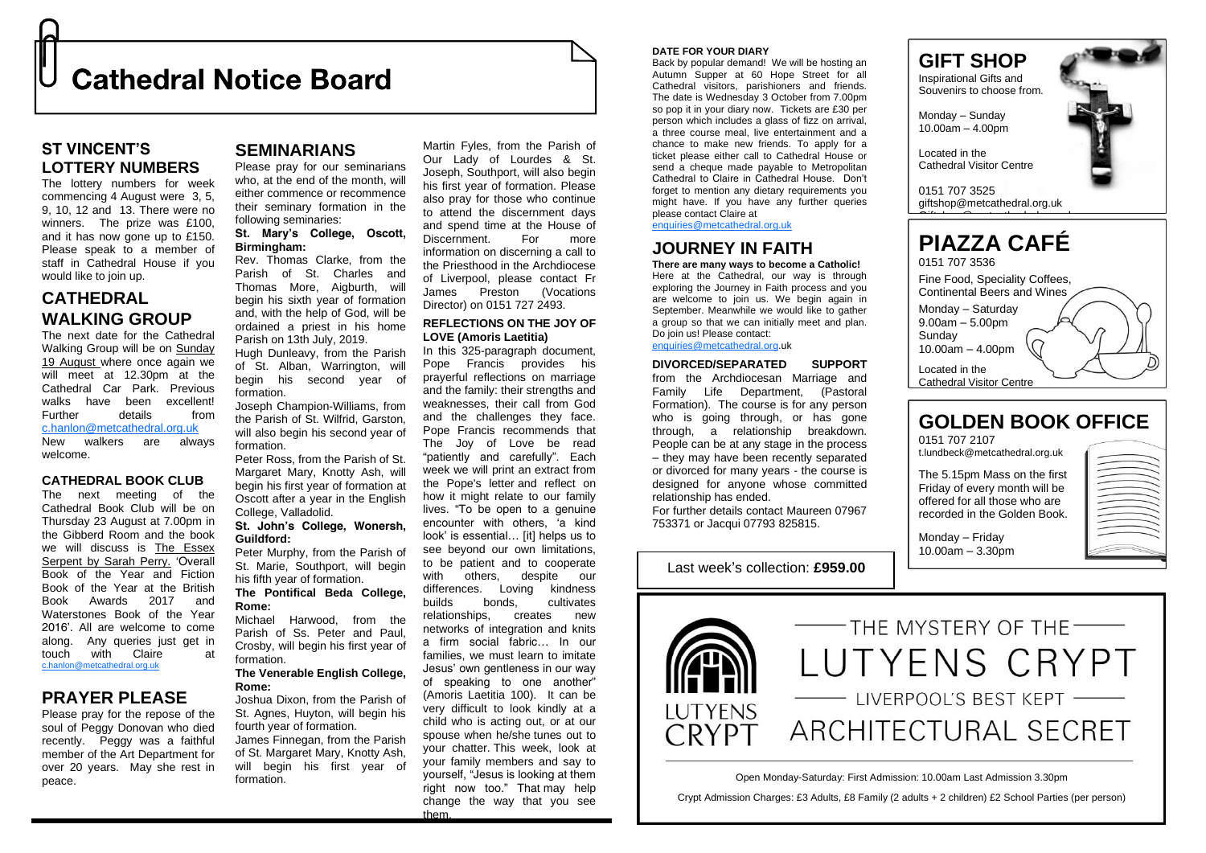# Cathedral Notice Board

## ST VINCENT'S LOTTERY NUMBERS

The lottery numbers for week commencing 4 August were 3, 5, 9, 10, 12 and 13. There were no winners. The prize was £100, and it has now gone up to £150. Please speak to a member of staff in Cathedral House if you would like to join up.

## CATHEDRAL WALKING GROUP

The next date for the Cathedral Walking Group will be on Sunday 19 August where once again we will meet at 12.30pm at the Cathedral Car Park. Previous walks have been excellent! Further details from c.hanlon@metcathedral.org.uk New walkers are always welcome.

### CATHEDRAL BOOK CLUB

The next meeting of the Cathedral Book Club will be on Thursday 23 August at 7.00pm in the Gibberd Room and the book we will discuss is The Essex Serpent by Sarah Perry. 'Overall Book of the Year and Fiction Book of the Year at the British Book Awards 2017 and Waterstones Book of the Year 2016'. All are welcome to come along. Any queries just get in touch with Claire at c.hanlon@metcathedral.org.uk

## PRAYER PLEASE

Please pray for the repose of the soul of Peggy Donovan who died recently. Peggy was a faithful member of the Art Department for over 20 years. May she rest in peace.

## SEMINARIANS

Please pray for our seminarians who, at the end of the month, will either commence or recommence their seminary formation in the following seminaries:

**St. Mary's College, Oscott, Birmingham:**

Rev. Thomas Clarke, from the Parish of St. Charles and Thomas More, Aigburth, will begin his sixth year of formation and, with the help of God, will be ordained a priest in his home Parish on 13th July, 2019.

Hugh Dunleavy, from the Parish of St. Alban, Warrington, will begin his second year of formation.

Joseph Champion-Williams, from the Parish of St. Wilfrid, Garston, will also begin his second year of formation.

Peter Ross, from the Parish of St. Margaret Mary, Knotty Ash, will begin his first year of formation at Oscott after a year in the English College, Valladolid.

**St. John's College, Wonersh, Guildford:**

Peter Murphy, from the Parish of St. Marie, Southport, will begin his fifth year of formation.

**The Pontifical Beda College, Rome:**

Michael Harwood, from the Parish of Ss. Peter and Paul, Crosby, will begin his first year of formation.

**The Venerable English College, Rome:**

Joshua Dixon, from the Parish of St. Agnes, Huyton, will begin his fourth year of formation.

James Finnegan, from the Parish of St. Margaret Mary, Knotty Ash, will begin his first year of formation.

Martin Fyles, from the Parish of Our Lady of Lourdes & St. Joseph, Southport, will also begin his first year of formation. Please also pray for those who continue to attend the discernment days and spend time at the House of Discernment. For more information on discerning a call to the Priesthood in the Archdiocese of Liverpool, please contact Fr James Preston (Vocations Director) on 0151 727 2493.

### REFLECTIONS ON THE JOY OF LOVE (Amoris Laetitia)

In this 325-paragraph document, Pope Francis provides his prayerful reflections on marriage and the family: their strengths and weaknesses, their call from God and the challenges they face. Pope Francis recommends that The Joy of Love be read "patiently and carefully". Each week we will print an extract from the Pope's letter and reflect on how it might relate to our family lives. "To be open to a genuine encounter with others, 'a kind look' is essential… [it] helps us to see beyond our own limitations, to be patient and to cooperate with others, despite our differences. Loving kindness builds bonds, cultivates relationships, creates new networks of integration and knits a firm social fabric… In our families, we must learn to imitate Jesus' own gentleness in our way of speaking to one another" (Amoris Laetitia 100). It can be very difficult to look kindly at a child who is acting out, or at our spouse when he/she tunes out to your chatter. This week, look at your family members and say to yourself, "Jesus is looking at them right now too." That may help change the way that you see them.

### DATE FOR YOUR DIARY

Back by popular demand! We will be hosting an Autumn Supper at 60 Hope Street for all Cathedral visitors, parishioners and friends. The date is Wednesday 3 October from 7.00pm so pop it in your diary now. Tickets are £30 per person which includes a glass of fizz on arrival, a three course meal, live entertainment and a chance to make new friends. To apply for a ticket please either call to Cathedral House or send a cheque made payable to Metropolitan Cathedral to Claire in Cathedral House. Don't forget to mention any dietary requirements you might have. If you have any further queries please contact Claire at enquiries@metcathedral.org.uk

## JOURNEY IN FAITH

**There are many ways to become a Catholic!** Here at the Cathedral, our way is through exploring the Journey in Faith process and you are welcome to join us. We begin again in September. Meanwhile we would like to gather a group so that we can initially meet and plan. Do join us! Please contact: enquiries@metcathedral.org.uk

**DIVORCED/SEPARATED SUPPORT** from the Archdiocesan Marriage and Family Life Department, (Pastoral Formation). The course is for any person who is going through, or has gone through, a relationship breakdown. People can be at any stage in the process – they may have been recently separated or divorced for many years - the course is designed for anyone whose committed relationship has ended.

For further details contact Maureen 07967 753371 or Jacqui 07793 825815.

Last week's collection: **£959.00**

## GIFT SHOP

Inspirational Gifts and Souvenirs to choose from.

Monday – Sunday
10.00am – 4.00pm

Located in the Cathedral Visitor Centre

0151 707 3525
giftshop@metcathedral.org.uk

## PIAZZA CAFÉ

0151 707 3536

Fine Food, Speciality Coffees, Continental Beers and Wines

Monday – Saturday
9.00am – 5.00pm
Sunday
10.00am – 4.00pm

Located in the Cathedral Visitor Centre

## GOLDEN BOOK OFFICE

0151 707 2107
t.lundbeck@metcathedral.org.uk

The 5.15pm Mass on the first Friday of every month will be offered for all those who are recorded in the Golden Book.

Monday – Friday
10.00am – 3.30pm

LUTYENS CRYPT

THE MYSTERY OF THE LUTYENS CRYPT — LIVERPOOL'S BEST KEPT — ARCHITECTURAL SECRET

Open Monday-Saturday: First Admission: 10.00am Last Admission 3.30pm

Crypt Admission Charges: £3 Adults, £8 Family (2 adults + 2 children) £2 School Parties (per person)